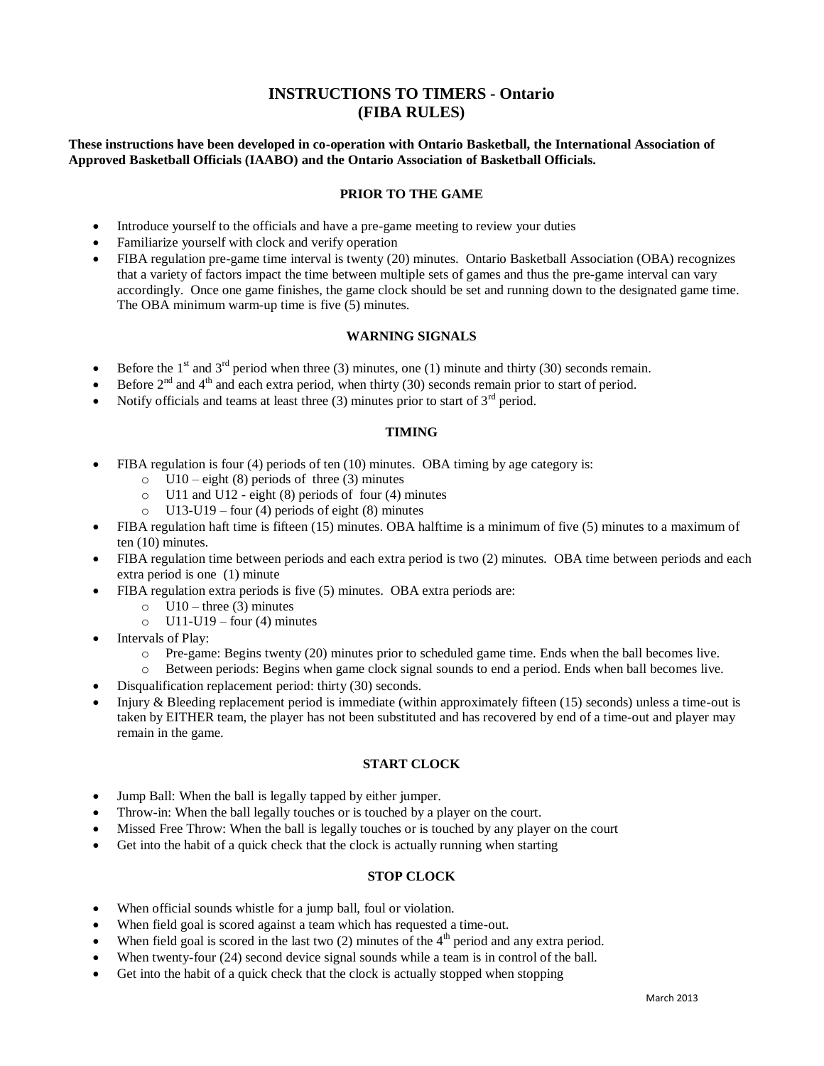# INSTRUCTIONS TO TIMERS - Ontario
# (FIBA RULES)

**These instructions have been developed in co-operation with Ontario Basketball, the International Association of Approved Basketball Officials (IAABO) and the Ontario Association of Basketball Officials.**

## PRIOR TO THE GAME

- Introduce yourself to the officials and have a pre-game meeting to review your duties
- Familiarize yourself with clock and verify operation
- FIBA regulation pre-game time interval is twenty (20) minutes. Ontario Basketball Association (OBA) recognizes that a variety of factors impact the time between multiple sets of games and thus the pre-game interval can vary accordingly. Once one game finishes, the game clock should be set and running down to the designated game time. The OBA minimum warm-up time is five (5) minutes.

## WARNING SIGNALS

- Before the 1st and 3rd period when three (3) minutes, one (1) minute and thirty (30) seconds remain.
- Before 2nd and 4th and each extra period, when thirty (30) seconds remain prior to start of period.
- Notify officials and teams at least three (3) minutes prior to start of 3rd period.

## TIMING

- FIBA regulation is four (4) periods of ten (10) minutes. OBA timing by age category is:
  - U10 – eight (8) periods of three (3) minutes
  - U11 and U12 - eight (8) periods of four (4) minutes
  - U13-U19 – four (4) periods of eight (8) minutes
- FIBA regulation haft time is fifteen (15) minutes. OBA halftime is a minimum of five (5) minutes to a maximum of ten (10) minutes.
- FIBA regulation time between periods and each extra period is two (2) minutes. OBA time between periods and each extra period is one (1) minute
- FIBA regulation extra periods is five (5) minutes. OBA extra periods are:
  - U10 – three (3) minutes
  - U11-U19 – four (4) minutes
- Intervals of Play:
  - Pre-game: Begins twenty (20) minutes prior to scheduled game time. Ends when the ball becomes live.
  - Between periods: Begins when game clock signal sounds to end a period. Ends when ball becomes live.
- Disqualification replacement period: thirty (30) seconds.
- Injury & Bleeding replacement period is immediate (within approximately fifteen (15) seconds) unless a time-out is taken by EITHER team, the player has not been substituted and has recovered by end of a time-out and player may remain in the game.

## START CLOCK

- Jump Ball: When the ball is legally tapped by either jumper.
- Throw-in: When the ball legally touches or is touched by a player on the court.
- Missed Free Throw: When the ball is legally touches or is touched by any player on the court
- Get into the habit of a quick check that the clock is actually running when starting

## STOP CLOCK

- When official sounds whistle for a jump ball, foul or violation.
- When field goal is scored against a team which has requested a time-out.
- When field goal is scored in the last two (2) minutes of the 4th period and any extra period.
- When twenty-four (24) second device signal sounds while a team is in control of the ball.
- Get into the habit of a quick check that the clock is actually stopped when stopping

March 2013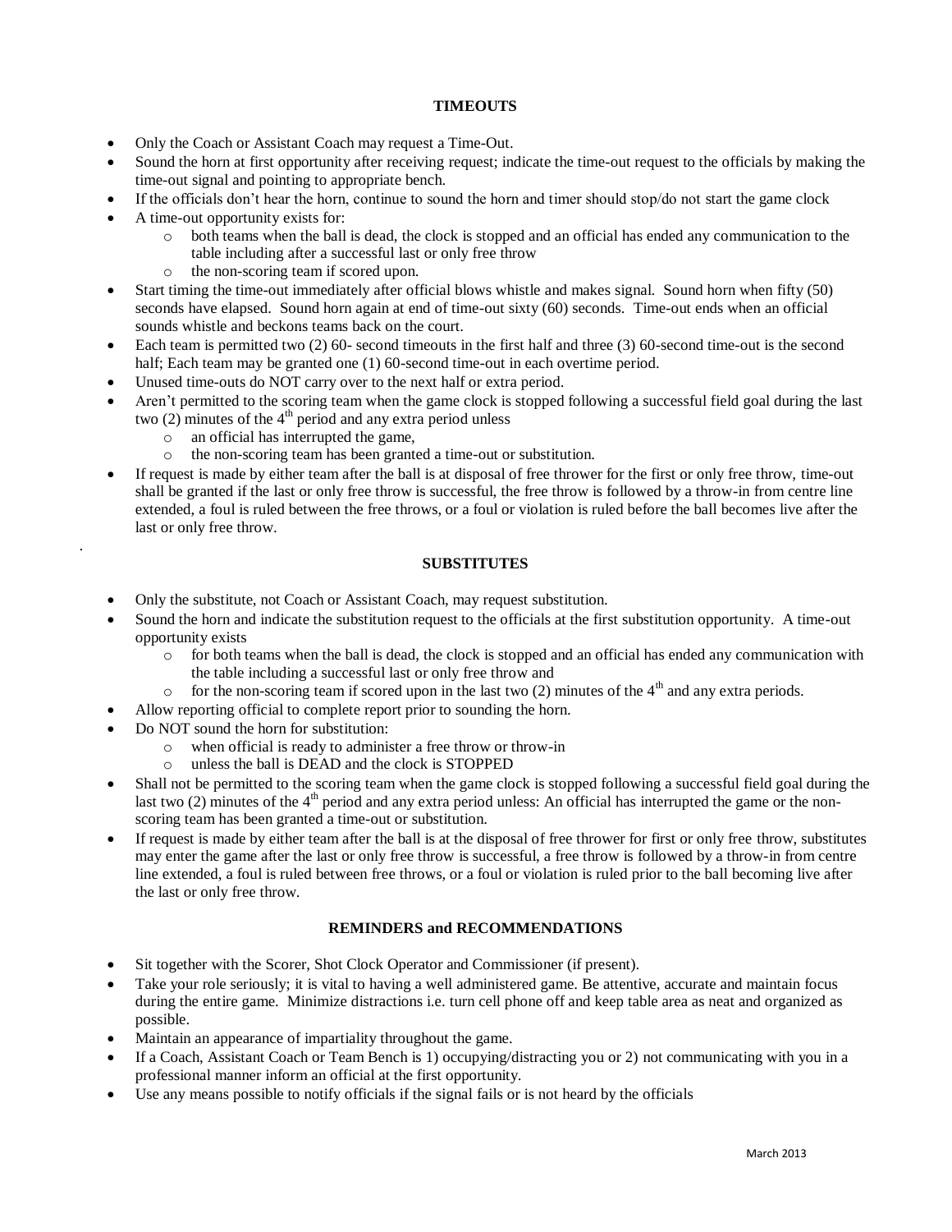## TIMEOUTS

- Only the Coach or Assistant Coach may request a Time-Out.
- Sound the horn at first opportunity after receiving request; indicate the time-out request to the officials by making the time-out signal and pointing to appropriate bench.
- If the officials don't hear the horn, continue to sound the horn and timer should stop/do not start the game clock
- A time-out opportunity exists for:
  - both teams when the ball is dead, the clock is stopped and an official has ended any communication to the table including after a successful last or only free throw
  - the non-scoring team if scored upon.
- Start timing the time-out immediately after official blows whistle and makes signal. Sound horn when fifty (50) seconds have elapsed. Sound horn again at end of time-out sixty (60) seconds. Time-out ends when an official sounds whistle and beckons teams back on the court.
- Each team is permitted two (2) 60- second timeouts in the first half and three (3) 60-second time-out is the second half; Each team may be granted one (1) 60-second time-out in each overtime period.
- Unused time-outs do NOT carry over to the next half or extra period.
- Aren't permitted to the scoring team when the game clock is stopped following a successful field goal during the last two (2) minutes of the 4th period and any extra period unless
  - an official has interrupted the game,
  - the non-scoring team has been granted a time-out or substitution.
- If request is made by either team after the ball is at disposal of free thrower for the first or only free throw, time-out shall be granted if the last or only free throw is successful, the free throw is followed by a throw-in from centre line extended, a foul is ruled between the free throws, or a foul or violation is ruled before the ball becomes live after the last or only free throw.

.

## SUBSTITUTES

- Only the substitute, not Coach or Assistant Coach, may request substitution.
- Sound the horn and indicate the substitution request to the officials at the first substitution opportunity. A time-out opportunity exists
  - for both teams when the ball is dead, the clock is stopped and an official has ended any communication with the table including a successful last or only free throw and
  - for the non-scoring team if scored upon in the last two (2) minutes of the 4th and any extra periods.
- Allow reporting official to complete report prior to sounding the horn.
- Do NOT sound the horn for substitution:
  - when official is ready to administer a free throw or throw-in
  - unless the ball is DEAD and the clock is STOPPED
- Shall not be permitted to the scoring team when the game clock is stopped following a successful field goal during the last two (2) minutes of the 4th period and any extra period unless: An official has interrupted the game or the non-scoring team has been granted a time-out or substitution.
- If request is made by either team after the ball is at the disposal of free thrower for first or only free throw, substitutes may enter the game after the last or only free throw is successful, a free throw is followed by a throw-in from centre line extended, a foul is ruled between free throws, or a foul or violation is ruled prior to the ball becoming live after the last or only free throw.

## REMINDERS and RECOMMENDATIONS

- Sit together with the Scorer, Shot Clock Operator and Commissioner (if present).
- Take your role seriously; it is vital to having a well administered game. Be attentive, accurate and maintain focus during the entire game. Minimize distractions i.e. turn cell phone off and keep table area as neat and organized as possible.
- Maintain an appearance of impartiality throughout the game.
- If a Coach, Assistant Coach or Team Bench is 1) occupying/distracting you or 2) not communicating with you in a professional manner inform an official at the first opportunity.
- Use any means possible to notify officials if the signal fails or is not heard by the officials

March 2013